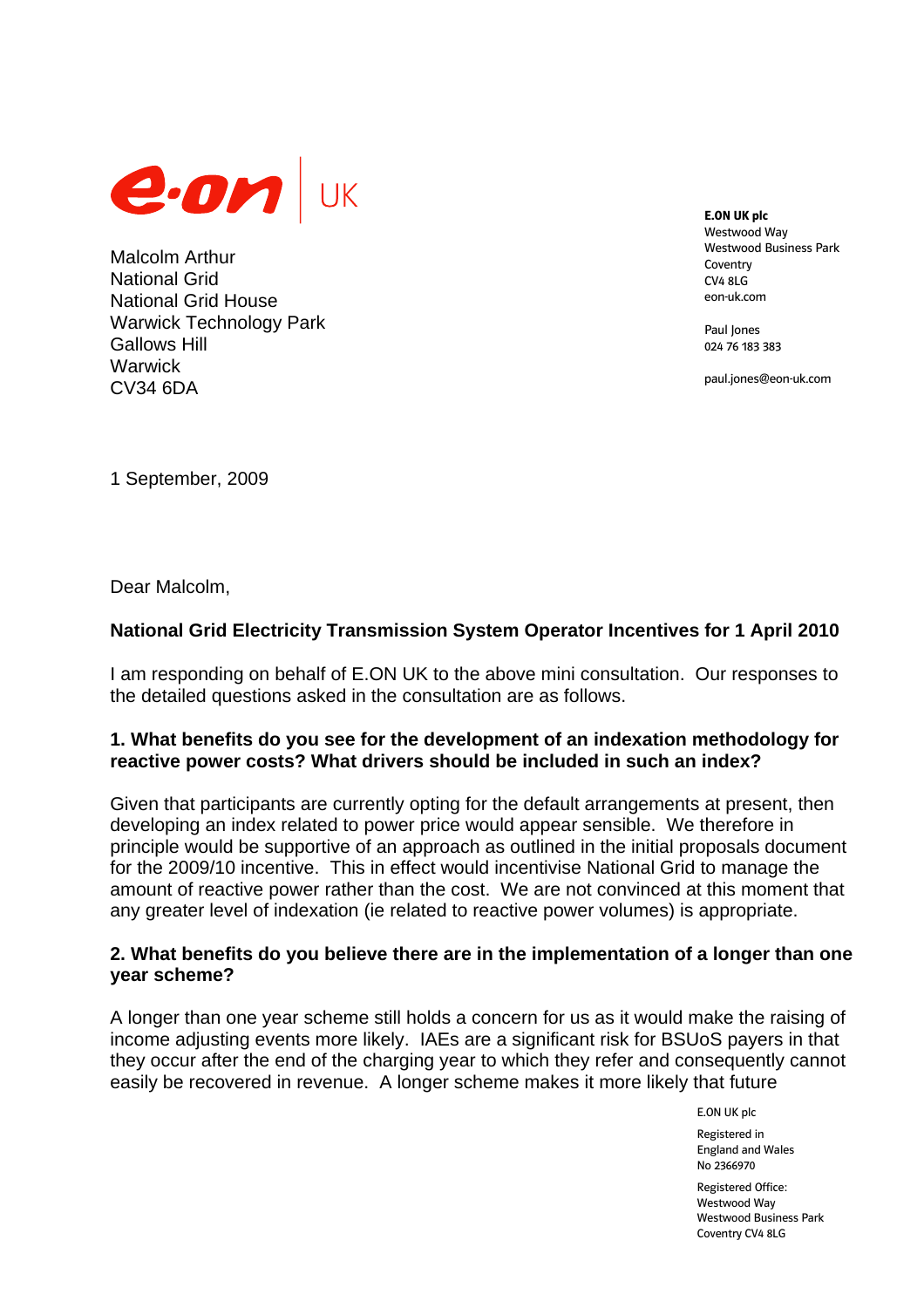E.ON UK

Malcolm Arthur
National Grid
National Grid House
Warwick Technology Park
Gallows Hill
Warwick
CV34 6DA

**E.ON UK plc**
Westwood Way
Westwood Business Park
Coventry
CV4 8LG
eon-uk.com

Paul Jones
024 76 183 383

paul.jones@eon-uk.com

1 September, 2009

Dear Malcolm,

**National Grid Electricity Transmission System Operator Incentives for 1 April 2010**

I am responding on behalf of E.ON UK to the above mini consultation. Our responses to the detailed questions asked in the consultation are as follows.

**1. What benefits do you see for the development of an indexation methodology for reactive power costs? What drivers should be included in such an index?**

Given that participants are currently opting for the default arrangements at present, then developing an index related to power price would appear sensible. We therefore in principle would be supportive of an approach as outlined in the initial proposals document for the 2009/10 incentive. This in effect would incentivise National Grid to manage the amount of reactive power rather than the cost. We are not convinced at this moment that any greater level of indexation (ie related to reactive power volumes) is appropriate.

**2. What benefits do you believe there are in the implementation of a longer than one year scheme?**

A longer than one year scheme still holds a concern for us as it would make the raising of income adjusting events more likely. IAEs are a significant risk for BSUoS payers in that they occur after the end of the charging year to which they refer and consequently cannot easily be recovered in revenue. A longer scheme makes it more likely that future

E.ON UK plc

Registered in
England and Wales
No 2366970

Registered Office:
Westwood Way
Westwood Business Park
Coventry CV4 8LG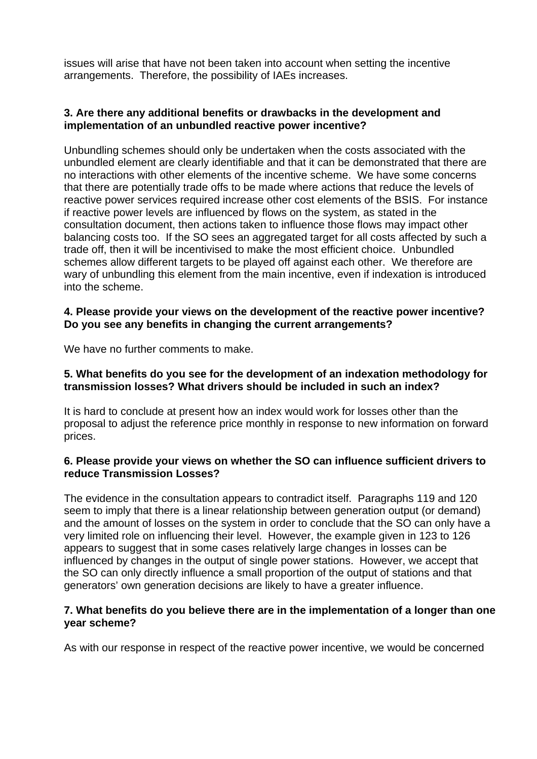issues will arise that have not been taken into account when setting the incentive arrangements. Therefore, the possibility of IAEs increases.

**3. Are there any additional benefits or drawbacks in the development and implementation of an unbundled reactive power incentive?**

Unbundling schemes should only be undertaken when the costs associated with the unbundled element are clearly identifiable and that it can be demonstrated that there are no interactions with other elements of the incentive scheme. We have some concerns that there are potentially trade offs to be made where actions that reduce the levels of reactive power services required increase other cost elements of the BSIS. For instance if reactive power levels are influenced by flows on the system, as stated in the consultation document, then actions taken to influence those flows may impact other balancing costs too. If the SO sees an aggregated target for all costs affected by such a trade off, then it will be incentivised to make the most efficient choice. Unbundled schemes allow different targets to be played off against each other. We therefore are wary of unbundling this element from the main incentive, even if indexation is introduced into the scheme.

**4. Please provide your views on the development of the reactive power incentive? Do you see any benefits in changing the current arrangements?**

We have no further comments to make.

**5. What benefits do you see for the development of an indexation methodology for transmission losses? What drivers should be included in such an index?**

It is hard to conclude at present how an index would work for losses other than the proposal to adjust the reference price monthly in response to new information on forward prices.

**6. Please provide your views on whether the SO can influence sufficient drivers to reduce Transmission Losses?**

The evidence in the consultation appears to contradict itself. Paragraphs 119 and 120 seem to imply that there is a linear relationship between generation output (or demand) and the amount of losses on the system in order to conclude that the SO can only have a very limited role on influencing their level. However, the example given in 123 to 126 appears to suggest that in some cases relatively large changes in losses can be influenced by changes in the output of single power stations. However, we accept that the SO can only directly influence a small proportion of the output of stations and that generators' own generation decisions are likely to have a greater influence.

**7. What benefits do you believe there are in the implementation of a longer than one year scheme?**

As with our response in respect of the reactive power incentive, we would be concerned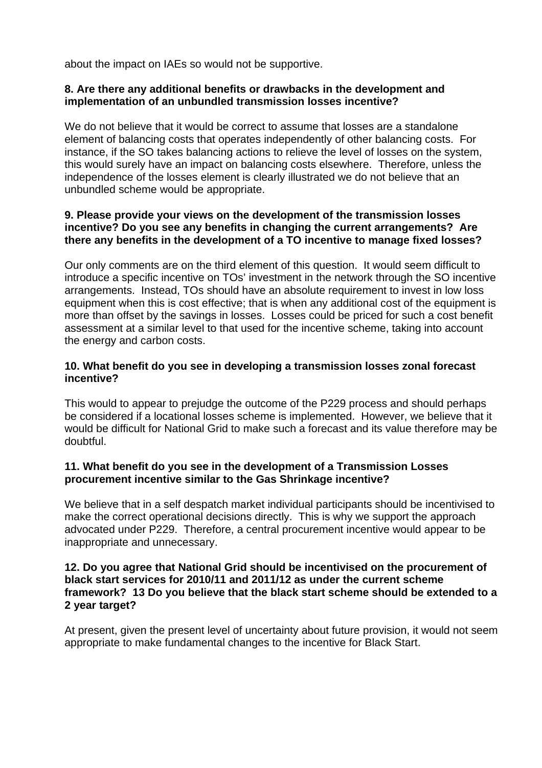about the impact on IAEs so would not be supportive.

**8. Are there any additional benefits or drawbacks in the development and implementation of an unbundled transmission losses incentive?**

We do not believe that it would be correct to assume that losses are a standalone element of balancing costs that operates independently of other balancing costs. For instance, if the SO takes balancing actions to relieve the level of losses on the system, this would surely have an impact on balancing costs elsewhere. Therefore, unless the independence of the losses element is clearly illustrated we do not believe that an unbundled scheme would be appropriate.

**9. Please provide your views on the development of the transmission losses incentive? Do you see any benefits in changing the current arrangements? Are there any benefits in the development of a TO incentive to manage fixed losses?**

Our only comments are on the third element of this question. It would seem difficult to introduce a specific incentive on TOs' investment in the network through the SO incentive arrangements. Instead, TOs should have an absolute requirement to invest in low loss equipment when this is cost effective; that is when any additional cost of the equipment is more than offset by the savings in losses. Losses could be priced for such a cost benefit assessment at a similar level to that used for the incentive scheme, taking into account the energy and carbon costs.

**10. What benefit do you see in developing a transmission losses zonal forecast incentive?**

This would to appear to prejudge the outcome of the P229 process and should perhaps be considered if a locational losses scheme is implemented. However, we believe that it would be difficult for National Grid to make such a forecast and its value therefore may be doubtful.

**11. What benefit do you see in the development of a Transmission Losses procurement incentive similar to the Gas Shrinkage incentive?**

We believe that in a self despatch market individual participants should be incentivised to make the correct operational decisions directly. This is why we support the approach advocated under P229. Therefore, a central procurement incentive would appear to be inappropriate and unnecessary.

**12. Do you agree that National Grid should be incentivised on the procurement of black start services for 2010/11 and 2011/12 as under the current scheme framework? 13 Do you believe that the black start scheme should be extended to a 2 year target?**

At present, given the present level of uncertainty about future provision, it would not seem appropriate to make fundamental changes to the incentive for Black Start.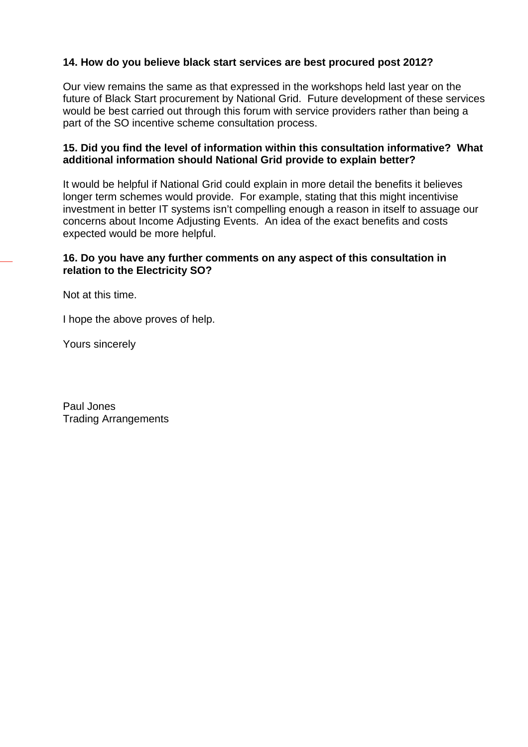**14. How do you believe black start services are best procured post 2012?**

Our view remains the same as that expressed in the workshops held last year on the future of Black Start procurement by National Grid. Future development of these services would be best carried out through this forum with service providers rather than being a part of the SO incentive scheme consultation process.

**15. Did you find the level of information within this consultation informative? What additional information should National Grid provide to explain better?**

It would be helpful if National Grid could explain in more detail the benefits it believes longer term schemes would provide. For example, stating that this might incentivise investment in better IT systems isn't compelling enough a reason in itself to assuage our concerns about Income Adjusting Events. An idea of the exact benefits and costs expected would be more helpful.

**16. Do you have any further comments on any aspect of this consultation in relation to the Electricity SO?**

Not at this time.

I hope the above proves of help.

Yours sincerely

Paul Jones
Trading Arrangements